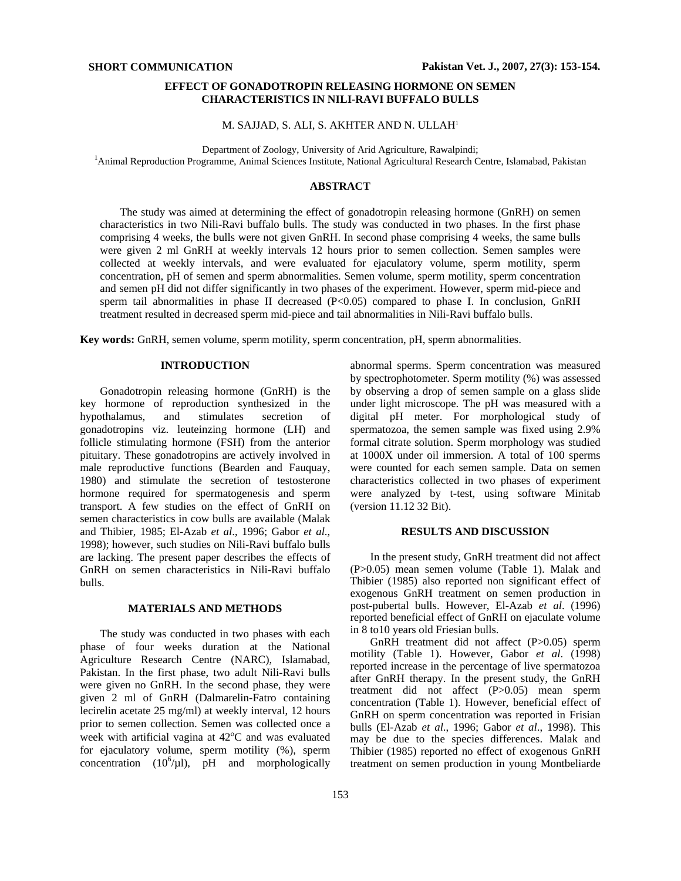SHORT COMMUNICATION

# EFFECT OF GONADOTROPIN RELEASING HORMONE ON SEMEN CHARACTERISTICS IN NILI-RAVI BUFFALO BULLS

M. SAJJAD, S. ALI, S. AKHTER AND N. ULLAH[1]

Department of Zoology, University of Arid Agriculture, Rawalpindi;
[1]Animal Reproduction Programme, Animal Sciences Institute, National Agricultural Research Centre, Islamabad, Pakistan

## ABSTRACT

The study was aimed at determining the effect of gonadotropin releasing hormone (GnRH) on semen characteristics in two Nili-Ravi buffalo bulls. The study was conducted in two phases. In the first phase comprising 4 weeks, the bulls were not given GnRH. In second phase comprising 4 weeks, the same bulls were given 2 ml GnRH at weekly intervals 12 hours prior to semen collection. Semen samples were collected at weekly intervals, and were evaluated for ejaculatory volume, sperm motility, sperm concentration, pH of semen and sperm abnormalities. Semen volume, sperm motility, sperm concentration and semen pH did not differ significantly in two phases of the experiment. However, sperm mid-piece and sperm tail abnormalities in phase II decreased ($P<0.05$) compared to phase I. In conclusion, GnRH treatment resulted in decreased sperm mid-piece and tail abnormalities in Nili-Ravi buffalo bulls.

**Key words:** GnRH, semen volume, sperm motility, sperm concentration, pH, sperm abnormalities.

## INTRODUCTION

Gonadotropin releasing hormone (GnRH) is the key hormone of reproduction synthesized in the hypothalamus, and stimulates secretion of gonadotropins viz. leuteinzing hormone (LH) and follicle stimulating hormone (FSH) from the anterior pituitary. These gonadotropins are actively involved in male reproductive functions (Bearden and Fauquay, 1980) and stimulate the secretion of testosterone hormone required for spermatogenesis and sperm transport. A few studies on the effect of GnRH on semen characteristics in cow bulls are available (Malak and Thibier, 1985; El-Azab *et al*., 1996; Gabor *et al*., 1998); however, such studies on Nili-Ravi buffalo bulls are lacking. The present paper describes the effects of GnRH on semen characteristics in Nili-Ravi buffalo bulls.

## MATERIALS AND METHODS

The study was conducted in two phases with each phase of four weeks duration at the National Agriculture Research Centre (NARC), Islamabad, Pakistan. In the first phase, two adult Nili-Ravi bulls were given no GnRH. In the second phase, they were given 2 ml of GnRH (Dalmarelin-Fatro containing lecirelin acetate 25 mg/ml) at weekly interval, 12 hours prior to semen collection. Semen was collected once a week with artificial vagina at 42°C and was evaluated for ejaculatory volume, sperm motility (%), sperm concentration ($10^6/\mu l$), pH and morphologically abnormal sperms. Sperm concentration was measured by spectrophotometer. Sperm motility (%) was assessed by observing a drop of semen sample on a glass slide under light microscope. The pH was measured with a digital pH meter. For morphological study of spermatozoa, the semen sample was fixed using 2.9% formal citrate solution. Sperm morphology was studied at 1000X under oil immersion. A total of 100 sperms were counted for each semen sample. Data on semen characteristics collected in two phases of experiment were analyzed by t-test, using software Minitab (version 11.12 32 Bit).

## RESULTS AND DISCUSSION

In the present study, GnRH treatment did not affect ($P>0.05$) mean semen volume (Table 1). Malak and Thibier (1985) also reported non significant effect of exogenous GnRH treatment on semen production in post-pubertal bulls. However, El-Azab *et al*. (1996) reported beneficial effect of GnRH on ejaculate volume in 8 to10 years old Friesian bulls.

GnRH treatment did not affect ($P>0.05$) sperm motility (Table 1). However, Gabor *et al*. (1998) reported increase in the percentage of live spermatozoa after GnRH therapy. In the present study, the GnRH treatment did not affect ($P>0.05$) mean sperm concentration (Table 1). However, beneficial effect of GnRH on sperm concentration was reported in Frisian bulls (El-Azab *et al*., 1996; Gabor *et al*., 1998). This may be due to the species differences. Malak and Thibier (1985) reported no effect of exogenous GnRH treatment on semen production in young Montbeliarde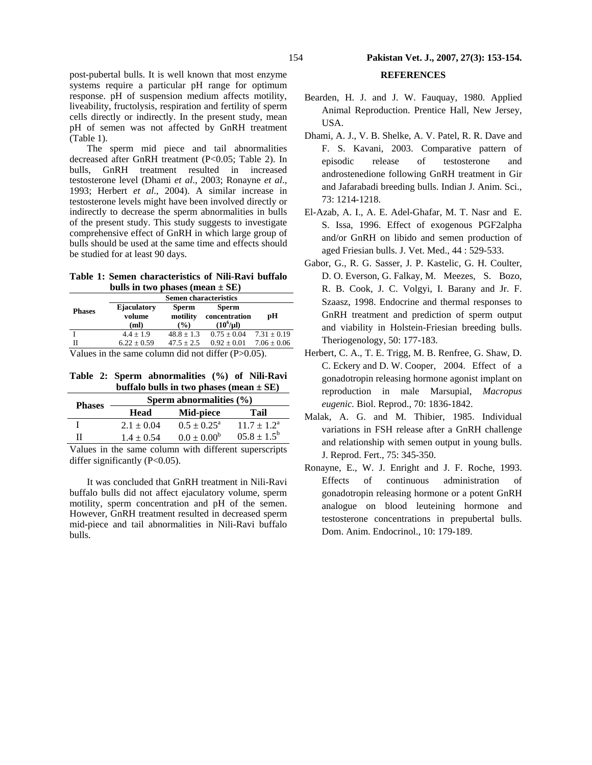post-pubertal bulls. It is well known that most enzyme systems require a particular pH range for optimum response. pH of suspension medium affects motility, liveability, fructolysis, respiration and fertility of sperm cells directly or indirectly. In the present study, mean pH of semen was not affected by GnRH treatment (Table 1).

The sperm mid piece and tail abnormalities decreased after GnRH treatment ($P<0.05$; Table 2). In bulls, GnRH treatment resulted in increased testosterone level (Dhami *et al*., 2003; Ronayne *et al*., 1993; Herbert *et al*., 2004). A similar increase in testosterone levels might have been involved directly or indirectly to decrease the sperm abnormalities in bulls of the present study. This study suggests to investigate comprehensive effect of GnRH in which large group of bulls should be used at the same time and effects should be studied for at least 90 days.

**Table 1: Semen characteristics of Nili-Ravi buffalo bulls in two phases (mean ± SE)**

| Phases | Semen characteristics | | | |
|---|---|---|---|---|
| | Ejaculatory volume (ml) | Sperm motility (%) | Sperm concentration ($10^6$/μl) | pH |
| I | 4.4 ± 1.9 | 48.8 ± 1.3 | 0.75 ± 0.04 | 7.31 ± 0.19 |
| II | 6.22 ± 0.59 | 47.5 ± 2.5 | 0.92 ± 0.01 | 7.06 ± 0.06 |

Values in the same column did not differ ($P>0.05$).

**Table 2: Sperm abnormalities (%) of Nili-Ravi buffalo bulls in two phases (mean ± SE)**

| Phases | Sperm abnormalities (%) | | |
|---|---|---|---|
| | Head | Mid-piece | Tail |
| I | 2.1 ± 0.04 | $0.5 \pm 0.25^a$ | $11.7 \pm 1.2^a$ |
| II | 1.4 ± 0.54 | $0.0 \pm 0.00^b$ | $05.8 \pm 1.5^b$ |

Values in the same column with different superscripts differ significantly ($P<0.05$).

It was concluded that GnRH treatment in Nili-Ravi buffalo bulls did not affect ejaculatory volume, sperm motility, sperm concentration and pH of the semen. However, GnRH treatment resulted in decreased sperm mid-piece and tail abnormalities in Nili-Ravi buffalo bulls.

## REFERENCES

Bearden, H. J. and J. W. Fauquay, 1980. Applied Animal Reproduction. Prentice Hall, New Jersey, USA.

Dhami, A. J., V. B. Shelke, A. V. Patel, R. R. Dave and F. S. Kavani, 2003. Comparative pattern of episodic release of testosterone and androstenedione following GnRH treatment in Gir and Jafarabadi breeding bulls. Indian J. Anim. Sci., 73: 1214-1218.

El-Azab, A. I., A. E. Adel-Ghafar, M. T. Nasr and E. S. Issa, 1996. Effect of exogenous PGF2alpha and/or GnRH on libido and semen production of aged Friesian bulls. J. Vet. Med., 44 : 529-533.

Gabor, G., R. G. Sasser, J. P. Kastelic, G. H. Coulter, D. O. Everson, G. Falkay, M. Meezes, S. Bozo, R. B. Cook, J. C. Volgyi, I. Barany and Jr. F. Szaasz, 1998. Endocrine and thermal responses to GnRH treatment and prediction of sperm output and viability in Holstein-Friesian breeding bulls. Theriogenology, 50: 177-183.

Herbert, C. A., T. E. Trigg, M. B. Renfree, G. Shaw, D. C. Eckery and D. W. Cooper, 2004. Effect of a gonadotropin releasing hormone agonist implant on reproduction in male Marsupial, *Macropus eugenic.* Biol. Reprod., 70: 1836-1842.

Malak, A. G. and M. Thibier, 1985. Individual variations in FSH release after a GnRH challenge and relationship with semen output in young bulls. J. Reprod. Fert., 75: 345-350.

Ronayne, E., W. J. Enright and J. F. Roche, 1993. Effects of continuous administration of gonadotropin releasing hormone or a potent GnRH analogue on blood leuteining hormone and testosterone concentrations in prepubertal bulls. Dom. Anim. Endocrinol., 10: 179-189.